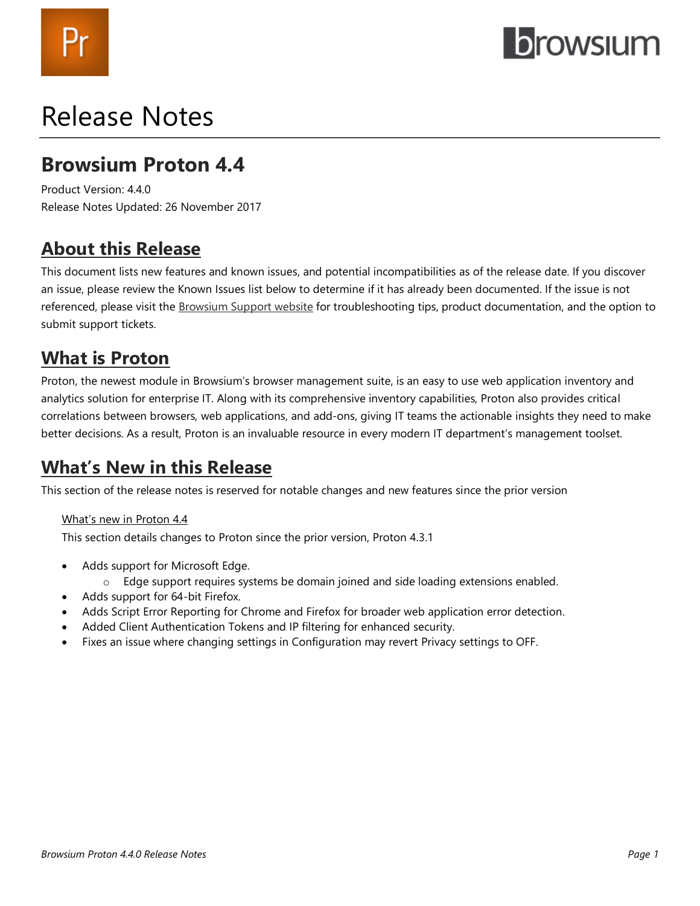# Release Notes

## Browsium Proton 4.4

Product Version: 4.4.0
Release Notes Updated: 26 November 2017

## About this Release

This document lists new features and known issues, and potential incompatibilities as of the release date. If you discover an issue, please review the Known Issues list below to determine if it has already been documented. If the issue is not referenced, please visit the Browsium Support website for troubleshooting tips, product documentation, and the option to submit support tickets.

## What is Proton

Proton, the newest module in Browsium's browser management suite, is an easy to use web application inventory and analytics solution for enterprise IT. Along with its comprehensive inventory capabilities, Proton also provides critical correlations between browsers, web applications, and add-ons, giving IT teams the actionable insights they need to make better decisions. As a result, Proton is an invaluable resource in every modern IT department's management toolset.

## What's New in this Release

This section of the release notes is reserved for notable changes and new features since the prior version

### What's new in Proton 4.4

This section details changes to Proton since the prior version, Proton 4.3.1

- Adds support for Microsoft Edge.
  - Edge support requires systems be domain joined and side loading extensions enabled.
- Adds support for 64-bit Firefox.
- Adds Script Error Reporting for Chrome and Firefox for broader web application error detection.
- Added Client Authentication Tokens and IP filtering for enhanced security.
- Fixes an issue where changing settings in Configuration may revert Privacy settings to OFF.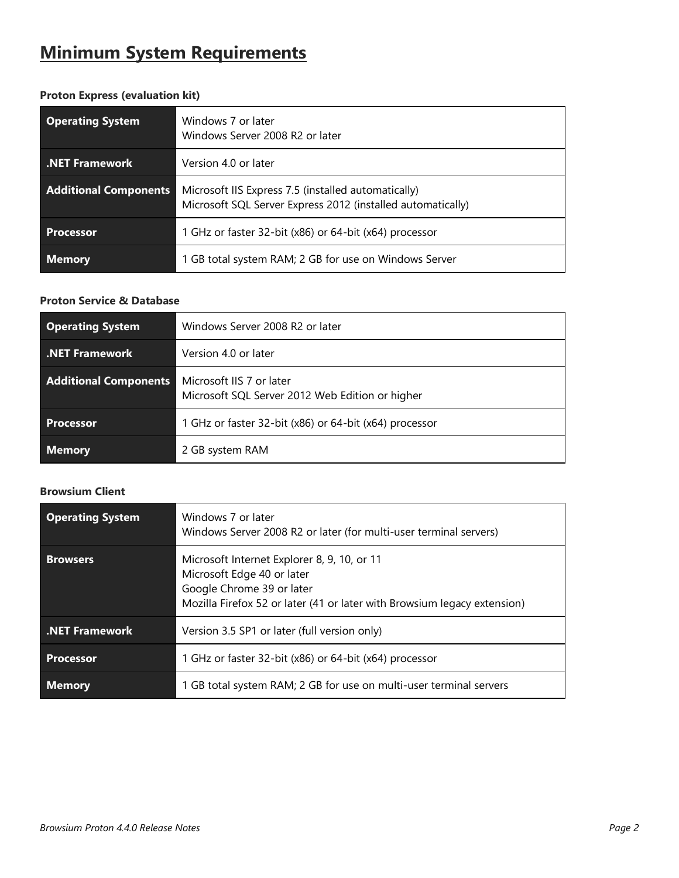# Minimum System Requirements

**Proton Express (evaluation kit)**

| | |
|---|---|
| **Operating System** | Windows 7 or later<br>Windows Server 2008 R2 or later |
| **.NET Framework** | Version 4.0 or later |
| **Additional Components** | Microsoft IIS Express 7.5 (installed automatically)<br>Microsoft SQL Server Express 2012 (installed automatically) |
| **Processor** | 1 GHz or faster 32-bit (x86) or 64-bit (x64) processor |
| **Memory** | 1 GB total system RAM; 2 GB for use on Windows Server |

**Proton Service & Database**

| | |
|---|---|
| **Operating System** | Windows Server 2008 R2 or later |
| **.NET Framework** | Version 4.0 or later |
| **Additional Components** | Microsoft IIS 7 or later<br>Microsoft SQL Server 2012 Web Edition or higher |
| **Processor** | 1 GHz or faster 32-bit (x86) or 64-bit (x64) processor |
| **Memory** | 2 GB system RAM |

**Browsium Client**

| | |
|---|---|
| **Operating System** | Windows 7 or later<br>Windows Server 2008 R2 or later (for multi-user terminal servers) |
| **Browsers** | Microsoft Internet Explorer 8, 9, 10, or 11<br>Microsoft Edge 40 or later<br>Google Chrome 39 or later<br>Mozilla Firefox 52 or later (41 or later with Browsium legacy extension) |
| **.NET Framework** | Version 3.5 SP1 or later (full version only) |
| **Processor** | 1 GHz or faster 32-bit (x86) or 64-bit (x64) processor |
| **Memory** | 1 GB total system RAM; 2 GB for use on multi-user terminal servers |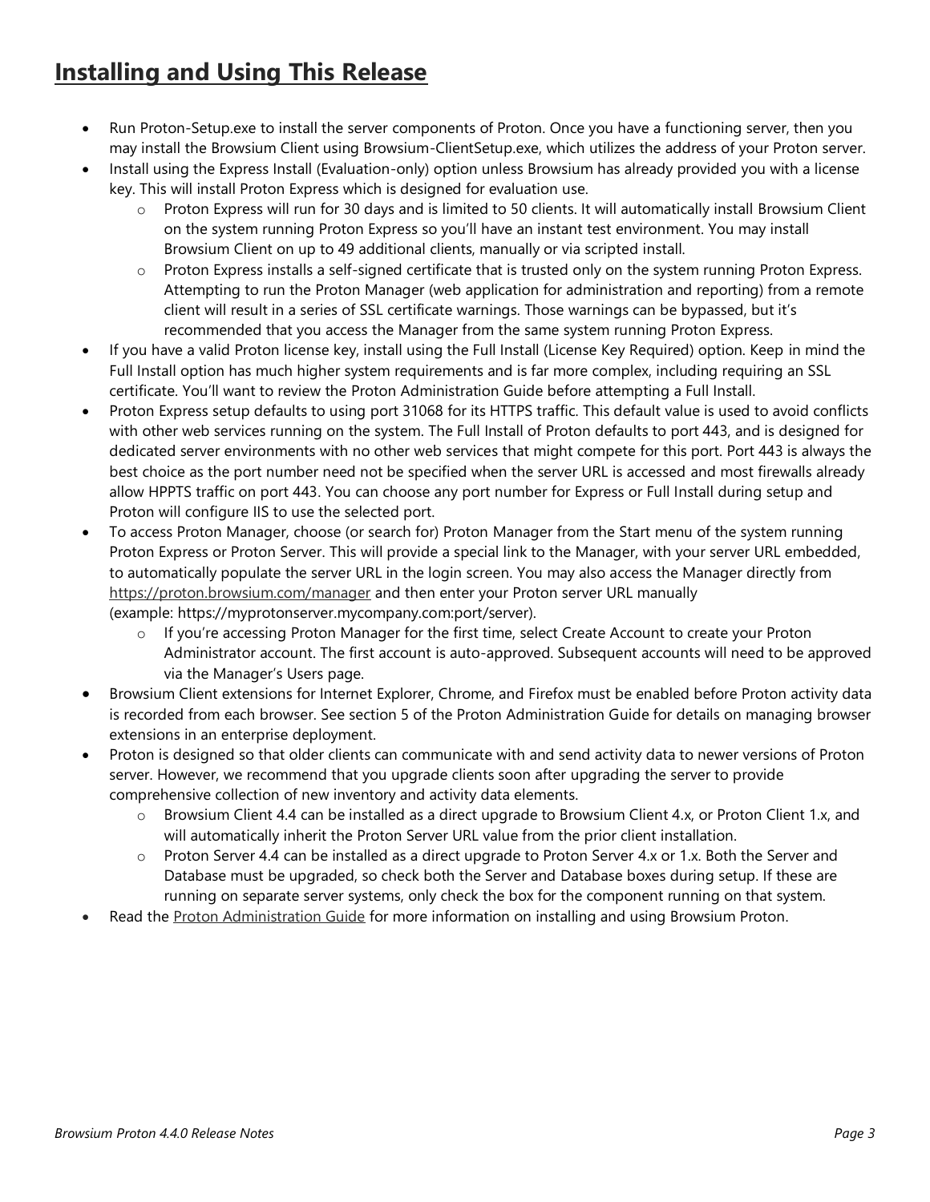## Installing and Using This Release

- Run Proton-Setup.exe to install the server components of Proton. Once you have a functioning server, then you may install the Browsium Client using Browsium-ClientSetup.exe, which utilizes the address of your Proton server.
- Install using the Express Install (Evaluation-only) option unless Browsium has already provided you with a license key. This will install Proton Express which is designed for evaluation use.
    - Proton Express will run for 30 days and is limited to 50 clients. It will automatically install Browsium Client on the system running Proton Express so you'll have an instant test environment. You may install Browsium Client on up to 49 additional clients, manually or via scripted install.
    - Proton Express installs a self-signed certificate that is trusted only on the system running Proton Express. Attempting to run the Proton Manager (web application for administration and reporting) from a remote client will result in a series of SSL certificate warnings. Those warnings can be bypassed, but it's recommended that you access the Manager from the same system running Proton Express.
- If you have a valid Proton license key, install using the Full Install (License Key Required) option. Keep in mind the Full Install option has much higher system requirements and is far more complex, including requiring an SSL certificate. You'll want to review the Proton Administration Guide before attempting a Full Install.
- Proton Express setup defaults to using port 31068 for its HTTPS traffic. This default value is used to avoid conflicts with other web services running on the system. The Full Install of Proton defaults to port 443, and is designed for dedicated server environments with no other web services that might compete for this port. Port 443 is always the best choice as the port number need not be specified when the server URL is accessed and most firewalls already allow HPPTS traffic on port 443. You can choose any port number for Express or Full Install during setup and Proton will configure IIS to use the selected port.
- To access Proton Manager, choose (or search for) Proton Manager from the Start menu of the system running Proton Express or Proton Server. This will provide a special link to the Manager, with your server URL embedded, to automatically populate the server URL in the login screen. You may also access the Manager directly from https://proton.browsium.com/manager and then enter your Proton server URL manually (example: https://myprotonserver.mycompany.com:port/server).
    - If you're accessing Proton Manager for the first time, select Create Account to create your Proton Administrator account. The first account is auto-approved. Subsequent accounts will need to be approved via the Manager's Users page.
- Browsium Client extensions for Internet Explorer, Chrome, and Firefox must be enabled before Proton activity data is recorded from each browser. See section 5 of the Proton Administration Guide for details on managing browser extensions in an enterprise deployment.
- Proton is designed so that older clients can communicate with and send activity data to newer versions of Proton server. However, we recommend that you upgrade clients soon after upgrading the server to provide comprehensive collection of new inventory and activity data elements.
    - Browsium Client 4.4 can be installed as a direct upgrade to Browsium Client 4.x, or Proton Client 1.x, and will automatically inherit the Proton Server URL value from the prior client installation.
    - Proton Server 4.4 can be installed as a direct upgrade to Proton Server 4.x or 1.x. Both the Server and Database must be upgraded, so check both the Server and Database boxes during setup. If these are running on separate server systems, only check the box for the component running on that system.
- Read the Proton Administration Guide for more information on installing and using Browsium Proton.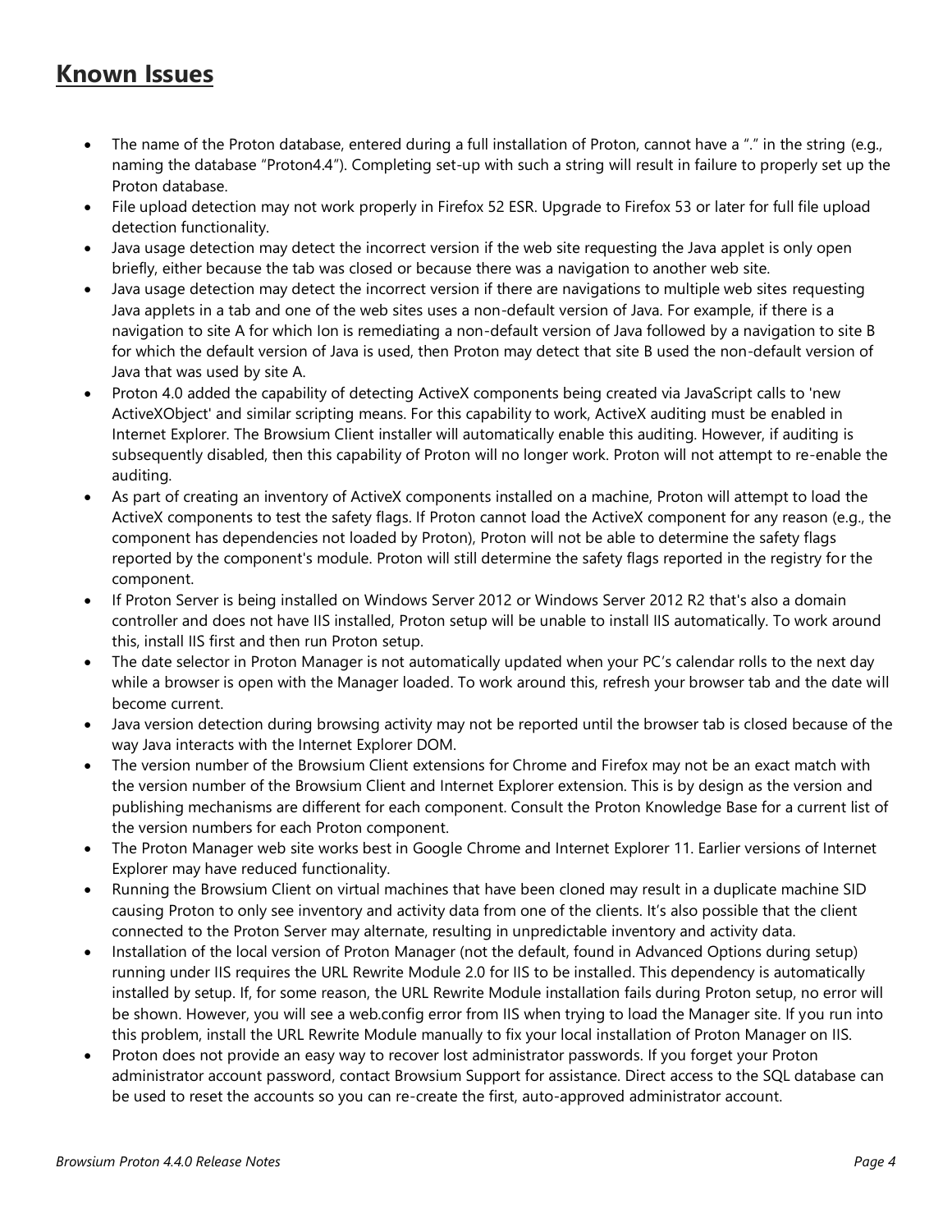## Known Issues

- The name of the Proton database, entered during a full installation of Proton, cannot have a "." in the string (e.g., naming the database "Proton4.4"). Completing set-up with such a string will result in failure to properly set up the Proton database.
- File upload detection may not work properly in Firefox 52 ESR. Upgrade to Firefox 53 or later for full file upload detection functionality.
- Java usage detection may detect the incorrect version if the web site requesting the Java applet is only open briefly, either because the tab was closed or because there was a navigation to another web site.
- Java usage detection may detect the incorrect version if there are navigations to multiple web sites requesting Java applets in a tab and one of the web sites uses a non-default version of Java. For example, if there is a navigation to site A for which Ion is remediating a non-default version of Java followed by a navigation to site B for which the default version of Java is used, then Proton may detect that site B used the non-default version of Java that was used by site A.
- Proton 4.0 added the capability of detecting ActiveX components being created via JavaScript calls to 'new ActiveXObject' and similar scripting means. For this capability to work, ActiveX auditing must be enabled in Internet Explorer. The Browsium Client installer will automatically enable this auditing. However, if auditing is subsequently disabled, then this capability of Proton will no longer work. Proton will not attempt to re-enable the auditing.
- As part of creating an inventory of ActiveX components installed on a machine, Proton will attempt to load the ActiveX components to test the safety flags. If Proton cannot load the ActiveX component for any reason (e.g., the component has dependencies not loaded by Proton), Proton will not be able to determine the safety flags reported by the component's module. Proton will still determine the safety flags reported in the registry for the component.
- If Proton Server is being installed on Windows Server 2012 or Windows Server 2012 R2 that's also a domain controller and does not have IIS installed, Proton setup will be unable to install IIS automatically. To work around this, install IIS first and then run Proton setup.
- The date selector in Proton Manager is not automatically updated when your PC's calendar rolls to the next day while a browser is open with the Manager loaded. To work around this, refresh your browser tab and the date will become current.
- Java version detection during browsing activity may not be reported until the browser tab is closed because of the way Java interacts with the Internet Explorer DOM.
- The version number of the Browsium Client extensions for Chrome and Firefox may not be an exact match with the version number of the Browsium Client and Internet Explorer extension. This is by design as the version and publishing mechanisms are different for each component. Consult the Proton Knowledge Base for a current list of the version numbers for each Proton component.
- The Proton Manager web site works best in Google Chrome and Internet Explorer 11. Earlier versions of Internet Explorer may have reduced functionality.
- Running the Browsium Client on virtual machines that have been cloned may result in a duplicate machine SID causing Proton to only see inventory and activity data from one of the clients. It's also possible that the client connected to the Proton Server may alternate, resulting in unpredictable inventory and activity data.
- Installation of the local version of Proton Manager (not the default, found in Advanced Options during setup) running under IIS requires the URL Rewrite Module 2.0 for IIS to be installed. This dependency is automatically installed by setup. If, for some reason, the URL Rewrite Module installation fails during Proton setup, no error will be shown. However, you will see a web.config error from IIS when trying to load the Manager site. If you run into this problem, install the URL Rewrite Module manually to fix your local installation of Proton Manager on IIS.
- Proton does not provide an easy way to recover lost administrator passwords. If you forget your Proton administrator account password, contact Browsium Support for assistance. Direct access to the SQL database can be used to reset the accounts so you can re-create the first, auto-approved administrator account.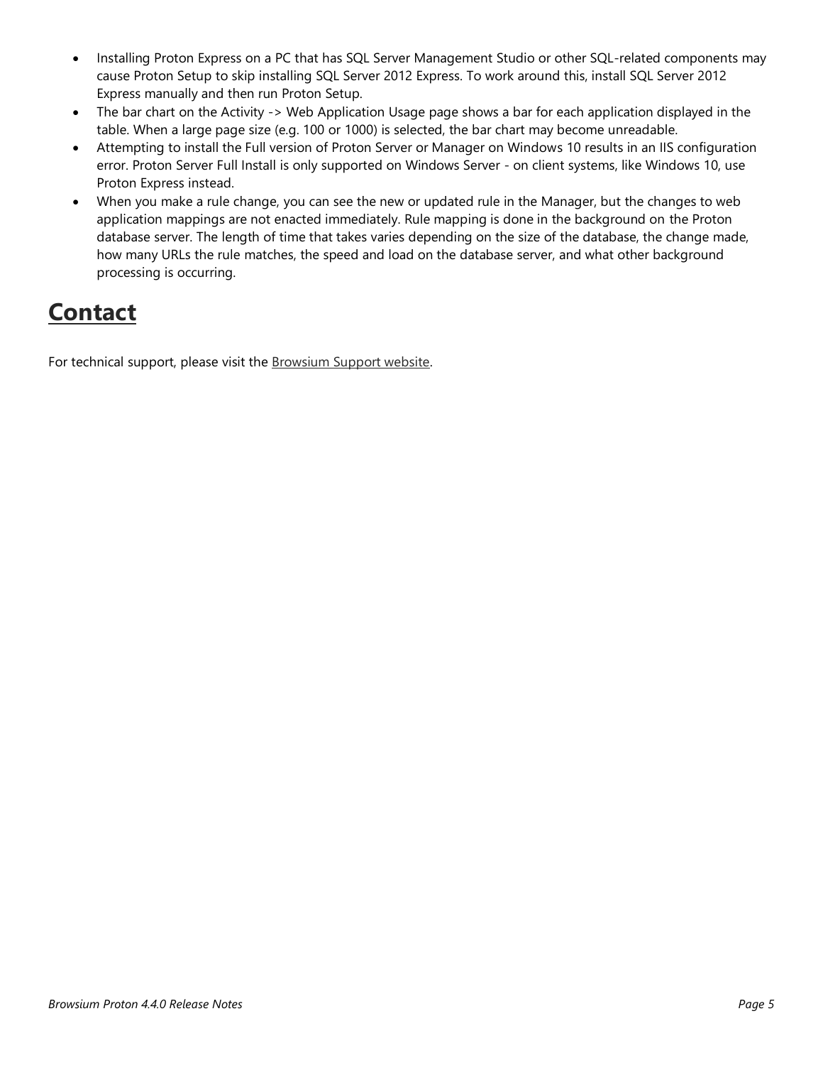- Installing Proton Express on a PC that has SQL Server Management Studio or other SQL-related components may cause Proton Setup to skip installing SQL Server 2012 Express. To work around this, install SQL Server 2012 Express manually and then run Proton Setup.
- The bar chart on the Activity -> Web Application Usage page shows a bar for each application displayed in the table. When a large page size (e.g. 100 or 1000) is selected, the bar chart may become unreadable.
- Attempting to install the Full version of Proton Server or Manager on Windows 10 results in an IIS configuration error. Proton Server Full Install is only supported on Windows Server - on client systems, like Windows 10, use Proton Express instead.
- When you make a rule change, you can see the new or updated rule in the Manager, but the changes to web application mappings are not enacted immediately. Rule mapping is done in the background on the Proton database server. The length of time that takes varies depending on the size of the database, the change made, how many URLs the rule matches, the speed and load on the database server, and what other background processing is occurring.

# Contact

For technical support, please visit the Browsium Support website.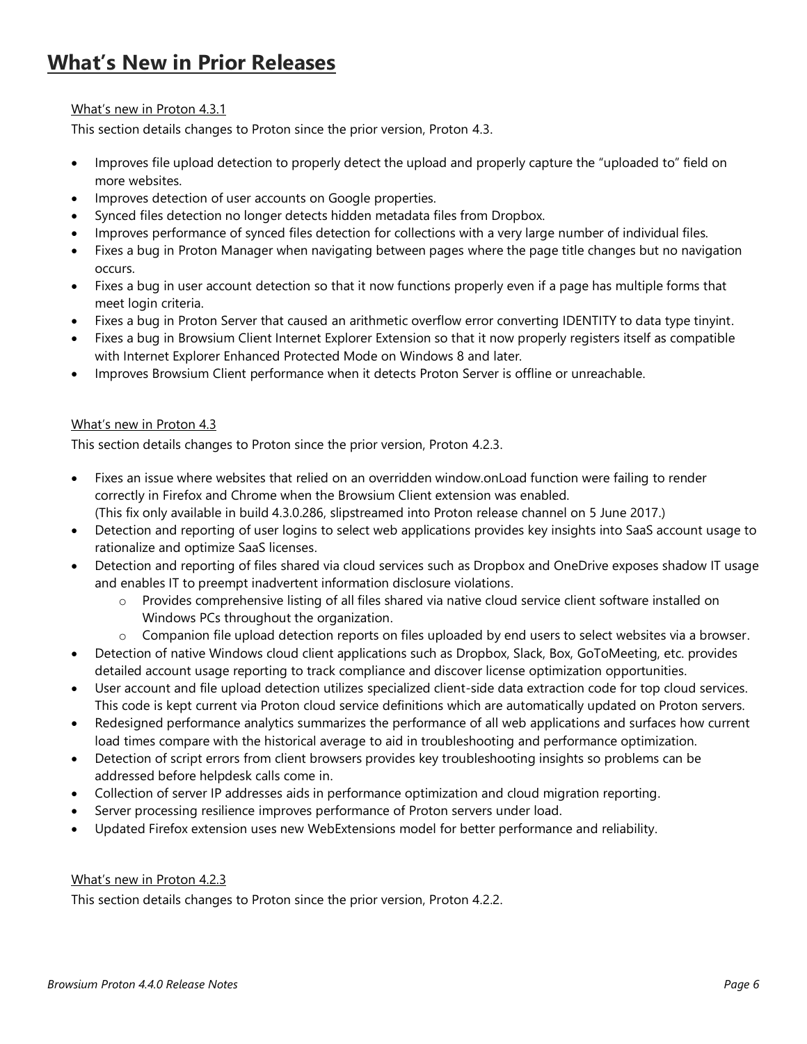# What's New in Prior Releases

What's new in Proton 4.3.1

This section details changes to Proton since the prior version, Proton 4.3.

- Improves file upload detection to properly detect the upload and properly capture the "uploaded to" field on more websites.
- Improves detection of user accounts on Google properties.
- Synced files detection no longer detects hidden metadata files from Dropbox.
- Improves performance of synced files detection for collections with a very large number of individual files.
- Fixes a bug in Proton Manager when navigating between pages where the page title changes but no navigation occurs.
- Fixes a bug in user account detection so that it now functions properly even if a page has multiple forms that meet login criteria.
- Fixes a bug in Proton Server that caused an arithmetic overflow error converting IDENTITY to data type tinyint.
- Fixes a bug in Browsium Client Internet Explorer Extension so that it now properly registers itself as compatible with Internet Explorer Enhanced Protected Mode on Windows 8 and later.
- Improves Browsium Client performance when it detects Proton Server is offline or unreachable.

What's new in Proton 4.3

This section details changes to Proton since the prior version, Proton 4.2.3.

- Fixes an issue where websites that relied on an overridden window.onLoad function were failing to render correctly in Firefox and Chrome when the Browsium Client extension was enabled.
  (This fix only available in build 4.3.0.286, slipstreamed into Proton release channel on 5 June 2017.)
- Detection and reporting of user logins to select web applications provides key insights into SaaS account usage to rationalize and optimize SaaS licenses.
- Detection and reporting of files shared via cloud services such as Dropbox and OneDrive exposes shadow IT usage and enables IT to preempt inadvertent information disclosure violations.
  - Provides comprehensive listing of all files shared via native cloud service client software installed on Windows PCs throughout the organization.
  - Companion file upload detection reports on files uploaded by end users to select websites via a browser.
- Detection of native Windows cloud client applications such as Dropbox, Slack, Box, GoToMeeting, etc. provides detailed account usage reporting to track compliance and discover license optimization opportunities.
- User account and file upload detection utilizes specialized client-side data extraction code for top cloud services. This code is kept current via Proton cloud service definitions which are automatically updated on Proton servers.
- Redesigned performance analytics summarizes the performance of all web applications and surfaces how current load times compare with the historical average to aid in troubleshooting and performance optimization.
- Detection of script errors from client browsers provides key troubleshooting insights so problems can be addressed before helpdesk calls come in.
- Collection of server IP addresses aids in performance optimization and cloud migration reporting.
- Server processing resilience improves performance of Proton servers under load.
- Updated Firefox extension uses new WebExtensions model for better performance and reliability.

What's new in Proton 4.2.3

This section details changes to Proton since the prior version, Proton 4.2.2.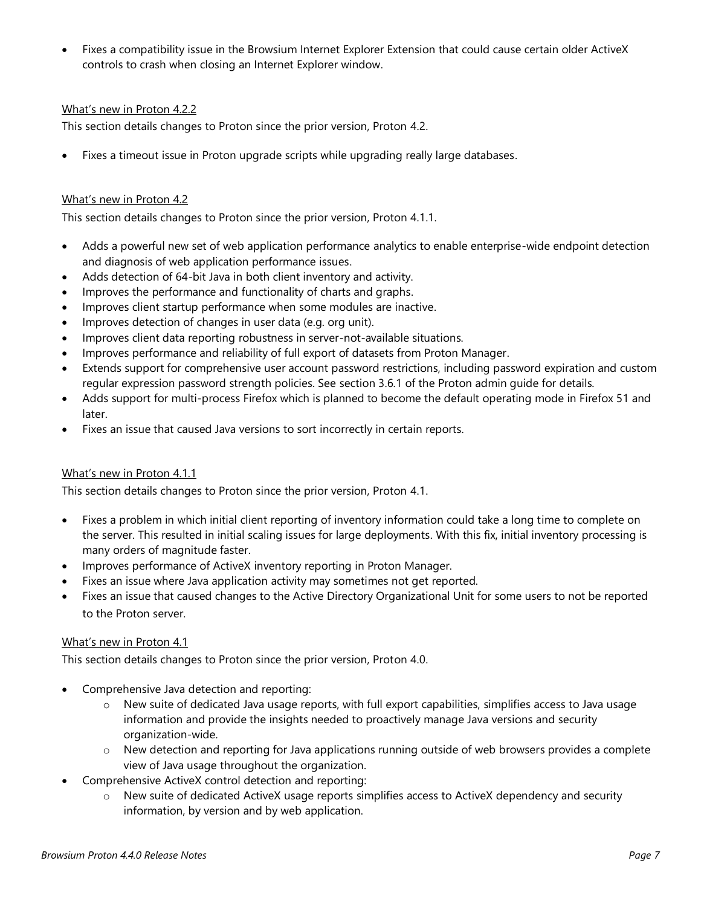- Fixes a compatibility issue in the Browsium Internet Explorer Extension that could cause certain older ActiveX controls to crash when closing an Internet Explorer window.

### What's new in Proton 4.2.2

This section details changes to Proton since the prior version, Proton 4.2.

- Fixes a timeout issue in Proton upgrade scripts while upgrading really large databases.

### What's new in Proton 4.2

This section details changes to Proton since the prior version, Proton 4.1.1.

- Adds a powerful new set of web application performance analytics to enable enterprise-wide endpoint detection and diagnosis of web application performance issues.
- Adds detection of 64-bit Java in both client inventory and activity.
- Improves the performance and functionality of charts and graphs.
- Improves client startup performance when some modules are inactive.
- Improves detection of changes in user data (e.g. org unit).
- Improves client data reporting robustness in server-not-available situations.
- Improves performance and reliability of full export of datasets from Proton Manager.
- Extends support for comprehensive user account password restrictions, including password expiration and custom regular expression password strength policies. See section 3.6.1 of the Proton admin guide for details.
- Adds support for multi-process Firefox which is planned to become the default operating mode in Firefox 51 and later.
- Fixes an issue that caused Java versions to sort incorrectly in certain reports.

### What's new in Proton 4.1.1

This section details changes to Proton since the prior version, Proton 4.1.

- Fixes a problem in which initial client reporting of inventory information could take a long time to complete on the server. This resulted in initial scaling issues for large deployments. With this fix, initial inventory processing is many orders of magnitude faster.
- Improves performance of ActiveX inventory reporting in Proton Manager.
- Fixes an issue where Java application activity may sometimes not get reported.
- Fixes an issue that caused changes to the Active Directory Organizational Unit for some users to not be reported to the Proton server.

### What's new in Proton 4.1

This section details changes to Proton since the prior version, Proton 4.0.

- Comprehensive Java detection and reporting:
  - New suite of dedicated Java usage reports, with full export capabilities, simplifies access to Java usage information and provide the insights needed to proactively manage Java versions and security organization-wide.
  - New detection and reporting for Java applications running outside of web browsers provides a complete view of Java usage throughout the organization.
- Comprehensive ActiveX control detection and reporting:
  - New suite of dedicated ActiveX usage reports simplifies access to ActiveX dependency and security information, by version and by web application.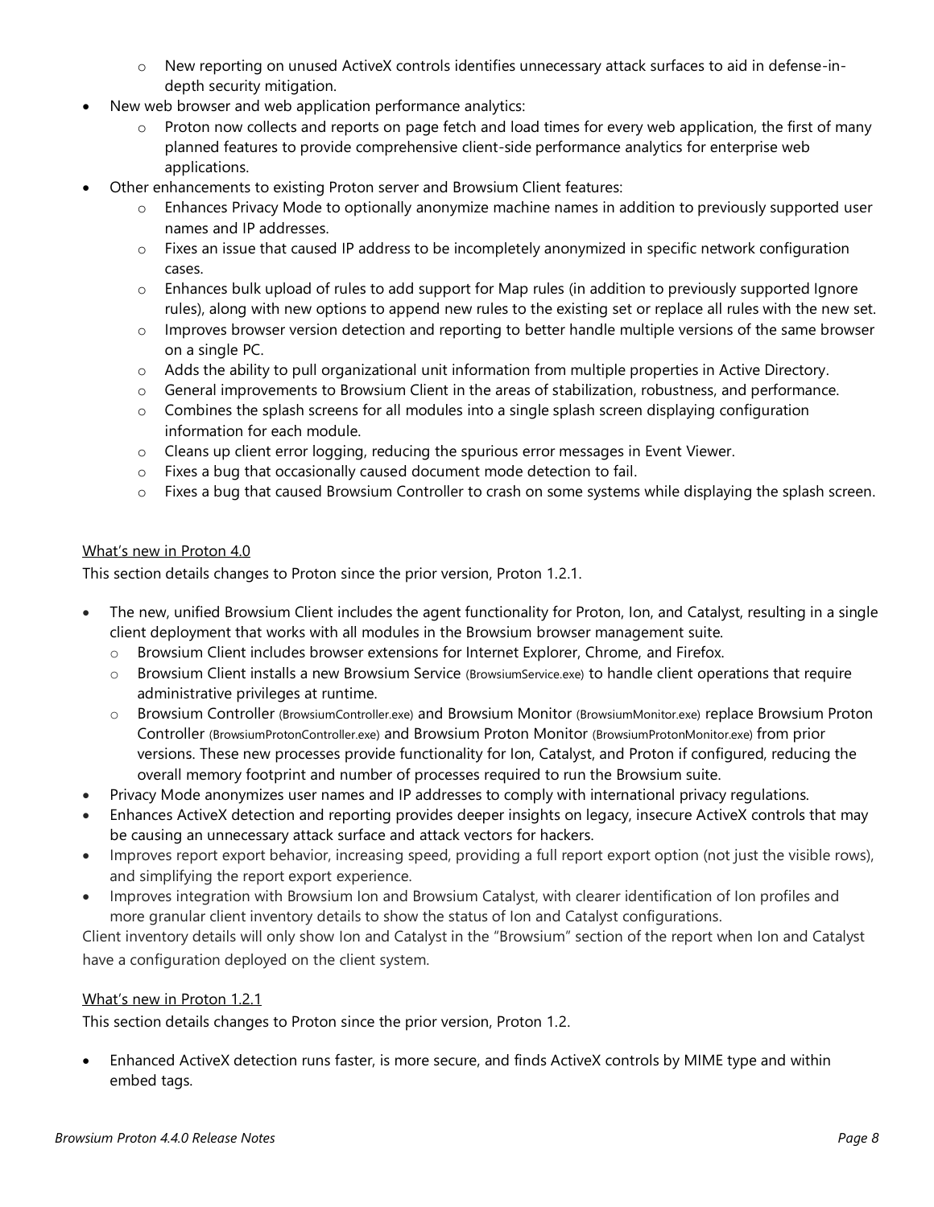- New reporting on unused ActiveX controls identifies unnecessary attack surfaces to aid in defense-in-depth security mitigation.
- New web browser and web application performance analytics:
   - Proton now collects and reports on page fetch and load times for every web application, the first of many planned features to provide comprehensive client-side performance analytics for enterprise web applications.
- Other enhancements to existing Proton server and Browsium Client features:
   - Enhances Privacy Mode to optionally anonymize machine names in addition to previously supported user names and IP addresses.
   - Fixes an issue that caused IP address to be incompletely anonymized in specific network configuration cases.
   - Enhances bulk upload of rules to add support for Map rules (in addition to previously supported Ignore rules), along with new options to append new rules to the existing set or replace all rules with the new set.
   - Improves browser version detection and reporting to better handle multiple versions of the same browser on a single PC.
   - Adds the ability to pull organizational unit information from multiple properties in Active Directory.
   - General improvements to Browsium Client in the areas of stabilization, robustness, and performance.
   - Combines the splash screens for all modules into a single splash screen displaying configuration information for each module.
   - Cleans up client error logging, reducing the spurious error messages in Event Viewer.
   - Fixes a bug that occasionally caused document mode detection to fail.
   - Fixes a bug that caused Browsium Controller to crash on some systems while displaying the splash screen.

<u>What's new in Proton 4.0</u>

This section details changes to Proton since the prior version, Proton 1.2.1.

- The new, unified Browsium Client includes the agent functionality for Proton, Ion, and Catalyst, resulting in a single client deployment that works with all modules in the Browsium browser management suite.
   - Browsium Client includes browser extensions for Internet Explorer, Chrome, and Firefox.
   - Browsium Client installs a new Browsium Service (BrowsiumService.exe) to handle client operations that require administrative privileges at runtime.
   - Browsium Controller (BrowsiumController.exe) and Browsium Monitor (BrowsiumMonitor.exe) replace Browsium Proton Controller (BrowsiumProtonController.exe) and Browsium Proton Monitor (BrowsiumProtonMonitor.exe) from prior versions. These new processes provide functionality for Ion, Catalyst, and Proton if configured, reducing the overall memory footprint and number of processes required to run the Browsium suite.
- Privacy Mode anonymizes user names and IP addresses to comply with international privacy regulations.
- Enhances ActiveX detection and reporting provides deeper insights on legacy, insecure ActiveX controls that may be causing an unnecessary attack surface and attack vectors for hackers.
- Improves report export behavior, increasing speed, providing a full report export option (not just the visible rows), and simplifying the report export experience.
- Improves integration with Browsium Ion and Browsium Catalyst, with clearer identification of Ion profiles and more granular client inventory details to show the status of Ion and Catalyst configurations.

Client inventory details will only show Ion and Catalyst in the "Browsium" section of the report when Ion and Catalyst have a configuration deployed on the client system.

<u>What's new in Proton 1.2.1</u>

This section details changes to Proton since the prior version, Proton 1.2.

- Enhanced ActiveX detection runs faster, is more secure, and finds ActiveX controls by MIME type and within embed tags.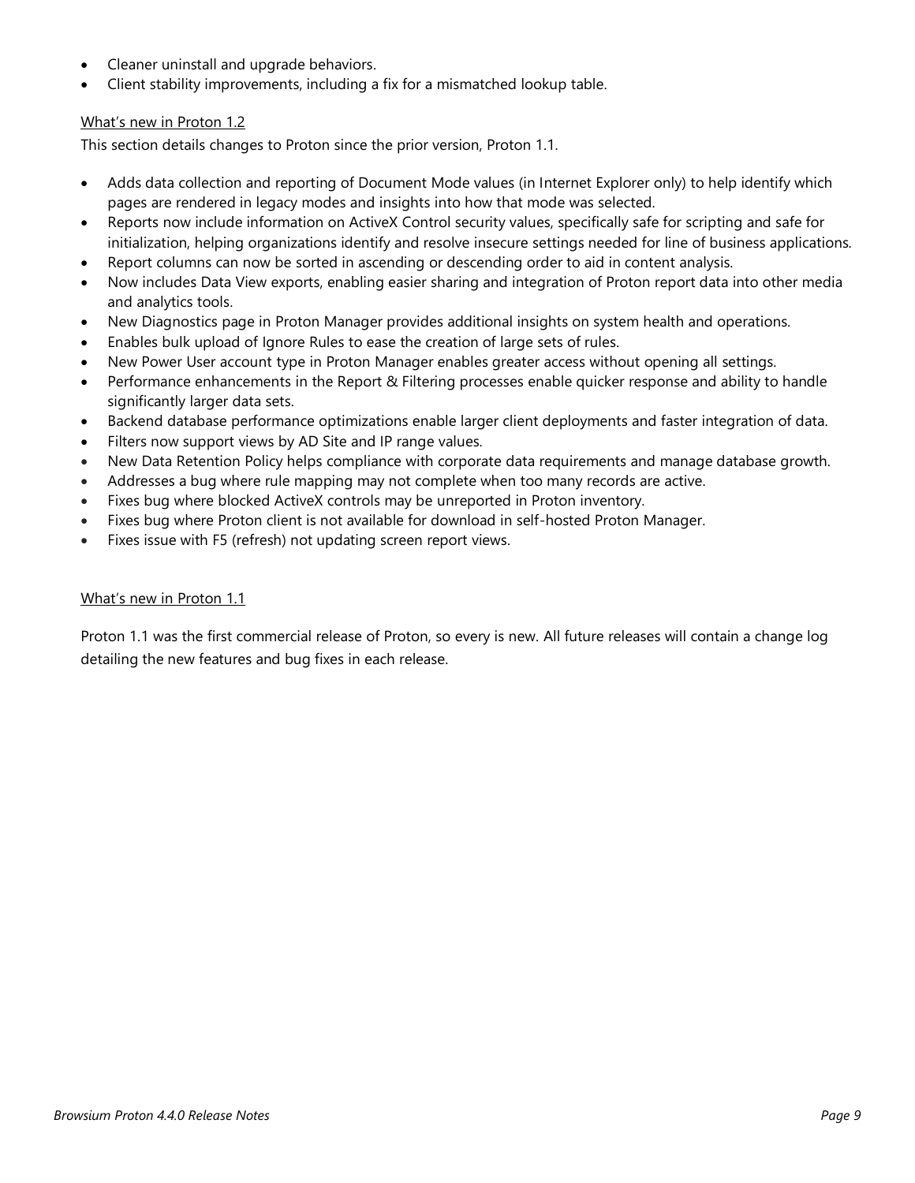- Cleaner uninstall and upgrade behaviors.
- Client stability improvements, including a fix for a mismatched lookup table.

What's new in Proton 1.2

This section details changes to Proton since the prior version, Proton 1.1.

- Adds data collection and reporting of Document Mode values (in Internet Explorer only) to help identify which pages are rendered in legacy modes and insights into how that mode was selected.
- Reports now include information on ActiveX Control security values, specifically safe for scripting and safe for initialization, helping organizations identify and resolve insecure settings needed for line of business applications.
- Report columns can now be sorted in ascending or descending order to aid in content analysis.
- Now includes Data View exports, enabling easier sharing and integration of Proton report data into other media and analytics tools.
- New Diagnostics page in Proton Manager provides additional insights on system health and operations.
- Enables bulk upload of Ignore Rules to ease the creation of large sets of rules.
- New Power User account type in Proton Manager enables greater access without opening all settings.
- Performance enhancements in the Report & Filtering processes enable quicker response and ability to handle significantly larger data sets.
- Backend database performance optimizations enable larger client deployments and faster integration of data.
- Filters now support views by AD Site and IP range values.
- New Data Retention Policy helps compliance with corporate data requirements and manage database growth.
- Addresses a bug where rule mapping may not complete when too many records are active.
- Fixes bug where blocked ActiveX controls may be unreported in Proton inventory.
- Fixes bug where Proton client is not available for download in self-hosted Proton Manager.
- Fixes issue with F5 (refresh) not updating screen report views.

What's new in Proton 1.1

Proton 1.1 was the first commercial release of Proton, so every is new. All future releases will contain a change log detailing the new features and bug fixes in each release.